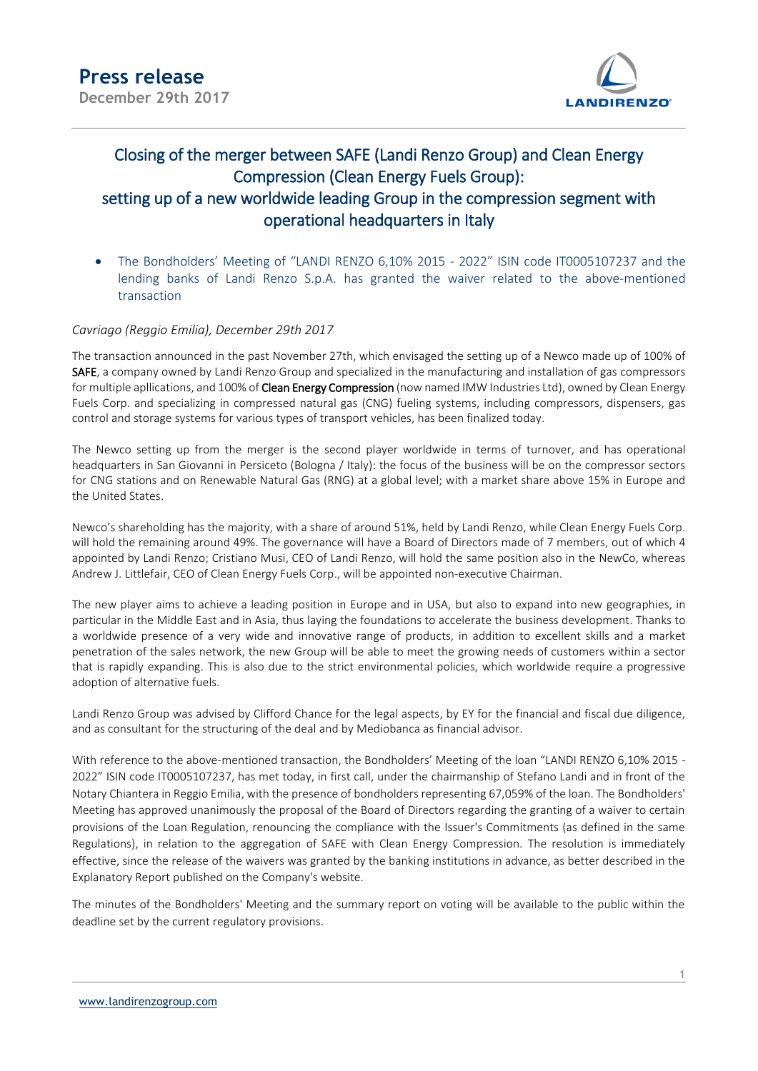# Press release

**December 29th 2017**

## Closing of the merger between SAFE (Landi Renzo Group) and Clean Energy Compression (Clean Energy Fuels Group): setting up of a new worldwide leading Group in the compression segment with operational headquarters in Italy

- The Bondholders' Meeting of "LANDI RENZO 6,10% 2015 - 2022" ISIN code IT0005107237 and the lending banks of Landi Renzo S.p.A. has granted the waiver related to the above-mentioned transaction

*Cavriago (Reggio Emilia), December 29th 2017*

The transaction announced in the past November 27th, which envisaged the setting up of a Newco made up of 100% of **SAFE**, a company owned by Landi Renzo Group and specialized in the manufacturing and installation of gas compressors for multiple apllications, and 100% of **Clean Energy Compression** (now named IMW Industries Ltd), owned by Clean Energy Fuels Corp. and specializing in compressed natural gas (CNG) fueling systems, including compressors, dispensers, gas control and storage systems for various types of transport vehicles, has been finalized today.

The Newco setting up from the merger is the second player worldwide in terms of turnover, and has operational headquarters in San Giovanni in Persiceto (Bologna / Italy): the focus of the business will be on the compressor sectors for CNG stations and on Renewable Natural Gas (RNG) at a global level; with a market share above 15% in Europe and the United States.

Newco's shareholding has the majority, with a share of around 51%, held by Landi Renzo, while Clean Energy Fuels Corp. will hold the remaining around 49%. The governance will have a Board of Directors made of 7 members, out of which 4 appointed by Landi Renzo; Cristiano Musi, CEO of Landi Renzo, will hold the same position also in the NewCo, whereas Andrew J. Littlefair, CEO of Clean Energy Fuels Corp., will be appointed non-executive Chairman.

The new player aims to achieve a leading position in Europe and in USA, but also to expand into new geographies, in particular in the Middle East and in Asia, thus laying the foundations to accelerate the business development. Thanks to a worldwide presence of a very wide and innovative range of products, in addition to excellent skills and a market penetration of the sales network, the new Group will be able to meet the growing needs of customers within a sector that is rapidly expanding. This is also due to the strict environmental policies, which worldwide require a progressive adoption of alternative fuels.

Landi Renzo Group was advised by Clifford Chance for the legal aspects, by EY for the financial and fiscal due diligence, and as consultant for the structuring of the deal and by Mediobanca as financial advisor.

With reference to the above-mentioned transaction, the Bondholders' Meeting of the loan "LANDI RENZO 6,10% 2015 - 2022" ISIN code IT0005107237, has met today, in first call, under the chairmanship of Stefano Landi and in front of the Notary Chiantera in Reggio Emilia, with the presence of bondholders representing 67,059% of the loan. The Bondholders' Meeting has approved unanimously the proposal of the Board of Directors regarding the granting of a waiver to certain provisions of the Loan Regulation, renouncing the compliance with the Issuer's Commitments (as defined in the same Regulations), in relation to the aggregation of SAFE with Clean Energy Compression. The resolution is immediately effective, since the release of the waivers was granted by the banking institutions in advance, as better described in the Explanatory Report published on the Company's website.

The minutes of the Bondholders' Meeting and the summary report on voting will be available to the public within the deadline set by the current regulatory provisions.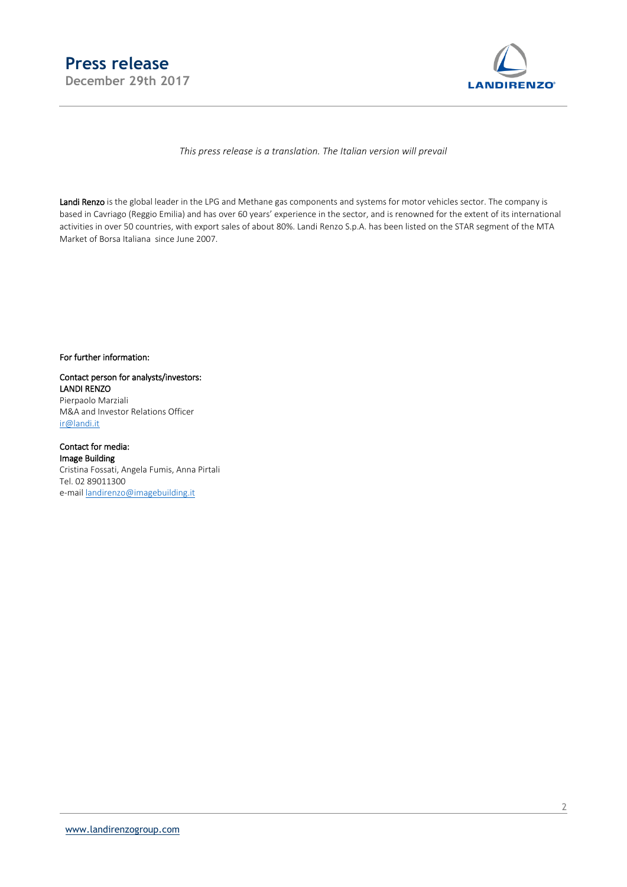*This press release is a translation. The Italian version will prevail*

**Landi Renzo** is the global leader in the LPG and Methane gas components and systems for motor vehicles sector. The company is based in Cavriago (Reggio Emilia) and has over 60 years' experience in the sector, and is renowned for the extent of its international activities in over 50 countries, with export sales of about 80%. Landi Renzo S.p.A. has been listed on the STAR segment of the MTA Market of Borsa Italiana since June 2007.

**For further information:**

**Contact person for analysts/investors:**
**LANDI RENZO**
Pierpaolo Marziali
M&A and Investor Relations Officer
ir@landi.it

**Contact for media:**
**Image Building**
Cristina Fossati, Angela Fumis, Anna Pirtali
Tel. 02 89011300
e-mail landirenzo@imagebuilding.it